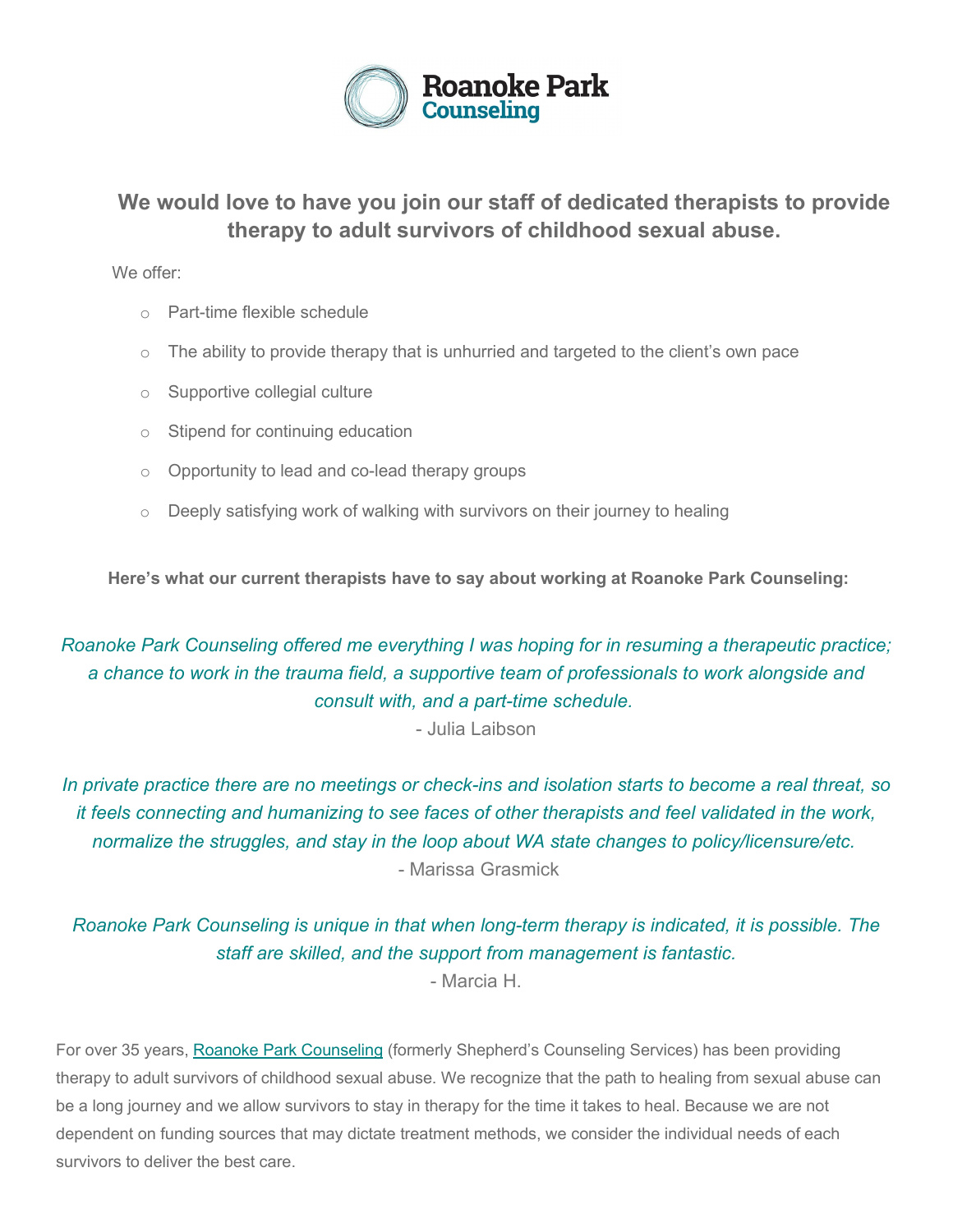Roanoke Park
Counseling

## We would love to have you join our staff of dedicated therapists to provide therapy to adult survivors of childhood sexual abuse.

We offer:

- Part-time flexible schedule
- The ability to provide therapy that is unhurried and targeted to the client's own pace
- Supportive collegial culture
- Stipend for continuing education
- Opportunity to lead and co-lead therapy groups
- Deeply satisfying work of walking with survivors on their journey to healing

**Here's what our current therapists have to say about working at Roanoke Park Counseling:**

*Roanoke Park Counseling offered me everything I was hoping for in resuming a therapeutic practice; a chance to work in the trauma field, a supportive team of professionals to work alongside and consult with, and a part-time schedule.*

\- Julia Laibson

*In private practice there are no meetings or check-ins and isolation starts to become a real threat, so it feels connecting and humanizing to see faces of other therapists and feel validated in the work, normalize the struggles, and stay in the loop about WA state changes to policy/licensure/etc.*

\- Marissa Grasmick

*Roanoke Park Counseling is unique in that when long-term therapy is indicated, it is possible. The staff are skilled, and the support from management is fantastic.*

\- Marcia H.

For over 35 years, Roanoke Park Counseling (formerly Shepherd's Counseling Services) has been providing therapy to adult survivors of childhood sexual abuse. We recognize that the path to healing from sexual abuse can be a long journey and we allow survivors to stay in therapy for the time it takes to heal. Because we are not dependent on funding sources that may dictate treatment methods, we consider the individual needs of each survivors to deliver the best care.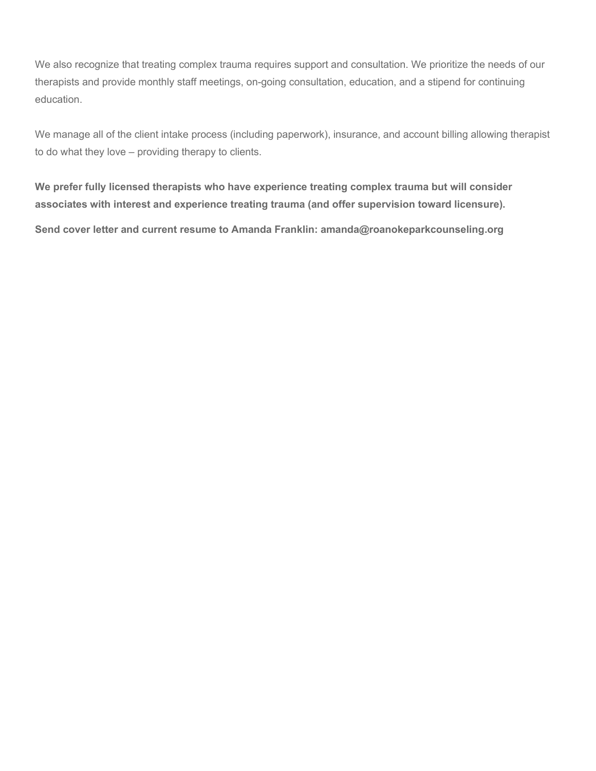We also recognize that treating complex trauma requires support and consultation. We prioritize the needs of our therapists and provide monthly staff meetings, on-going consultation, education, and a stipend for continuing education.

We manage all of the client intake process (including paperwork), insurance, and account billing allowing therapist to do what they love – providing therapy to clients.

**We prefer fully licensed therapists who have experience treating complex trauma but will consider associates with interest and experience treating trauma (and offer supervision toward licensure).**

**Send cover letter and current resume to Amanda Franklin: amanda@roanokeparkcounseling.org**